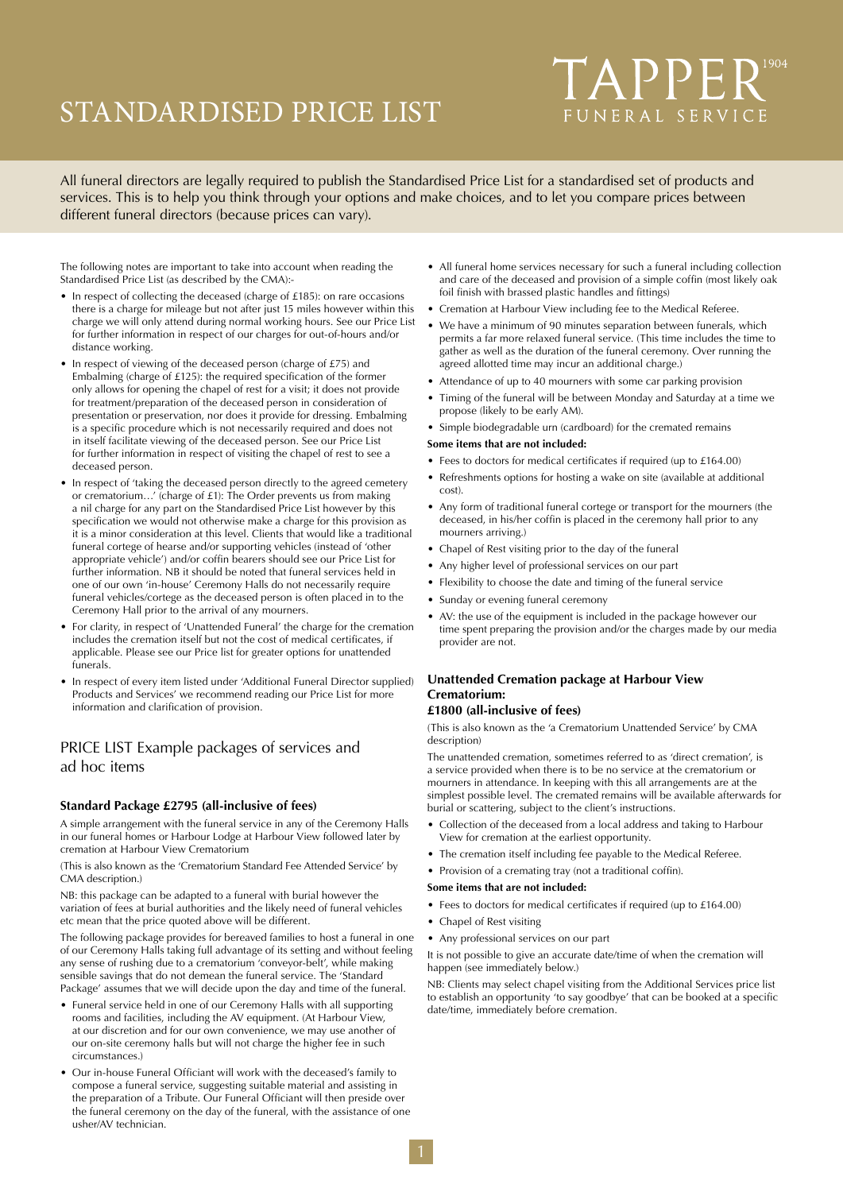# STANDARDISED PRICE LIST

TAPPER[1904] FUNERAL SERVICE

All funeral directors are legally required to publish the Standardised Price List for a standardised set of products and services. This is to help you think through your options and make choices, and to let you compare prices between different funeral directors (because prices can vary).

The following notes are important to take into account when reading the Standardised Price List (as described by the CMA):-

- In respect of collecting the deceased (charge of £185): on rare occasions there is a charge for mileage but not after just 15 miles however within this charge we will only attend during normal working hours. See our Price List for further information in respect of our charges for out-of-hours and/or distance working.
- In respect of viewing of the deceased person (charge of £75) and Embalming (charge of £125): the required specification of the former only allows for opening the chapel of rest for a visit; it does not provide for treatment/preparation of the deceased person in consideration of presentation or preservation, nor does it provide for dressing. Embalming is a specific procedure which is not necessarily required and does not in itself facilitate viewing of the deceased person. See our Price List for further information in respect of visiting the chapel of rest to see a deceased person.
- In respect of 'taking the deceased person directly to the agreed cemetery or crematorium…' (charge of £1): The Order prevents us from making a nil charge for any part on the Standardised Price List however by this specification we would not otherwise make a charge for this provision as it is a minor consideration at this level. Clients that would like a traditional funeral cortege of hearse and/or supporting vehicles (instead of 'other appropriate vehicle') and/or coffin bearers should see our Price List for further information. NB it should be noted that funeral services held in one of our own 'in-house' Ceremony Halls do not necessarily require funeral vehicles/cortege as the deceased person is often placed in to the Ceremony Hall prior to the arrival of any mourners.
- For clarity, in respect of 'Unattended Funeral' the charge for the cremation includes the cremation itself but not the cost of medical certificates, if applicable. Please see our Price list for greater options for unattended funerals.
- In respect of every item listed under 'Additional Funeral Director supplied) Products and Services' we recommend reading our Price List for more information and clarification of provision.

## PRICE LIST Example packages of services and ad hoc items

### Standard Package £2795 (all-inclusive of fees)

A simple arrangement with the funeral service in any of the Ceremony Halls in our funeral homes or Harbour Lodge at Harbour View followed later by cremation at Harbour View Crematorium

(This is also known as the 'Crematorium Standard Fee Attended Service' by CMA description.)

NB: this package can be adapted to a funeral with burial however the variation of fees at burial authorities and the likely need of funeral vehicles etc mean that the price quoted above will be different.

The following package provides for bereaved families to host a funeral in one of our Ceremony Halls taking full advantage of its setting and without feeling any sense of rushing due to a crematorium 'conveyor-belt', while making sensible savings that do not demean the funeral service. The 'Standard Package' assumes that we will decide upon the day and time of the funeral.

- Funeral service held in one of our Ceremony Halls with all supporting rooms and facilities, including the AV equipment. (At Harbour View, at our discretion and for our own convenience, we may use another of our on-site ceremony halls but will not charge the higher fee in such circumstances.)
- Our in-house Funeral Officiant will work with the deceased's family to compose a funeral service, suggesting suitable material and assisting in the preparation of a Tribute. Our Funeral Officiant will then preside over the funeral ceremony on the day of the funeral, with the assistance of one usher/AV technician.
- All funeral home services necessary for such a funeral including collection and care of the deceased and provision of a simple coffin (most likely oak foil finish with brassed plastic handles and fittings)
- Cremation at Harbour View including fee to the Medical Referee.
- We have a minimum of 90 minutes separation between funerals, which permits a far more relaxed funeral service. (This time includes the time to gather as well as the duration of the funeral ceremony. Over running the agreed allotted time may incur an additional charge.)
- Attendance of up to 40 mourners with some car parking provision
- Timing of the funeral will be between Monday and Saturday at a time we propose (likely to be early AM).
- Simple biodegradable urn (cardboard) for the cremated remains

**Some items that are not included:**

- Fees to doctors for medical certificates if required (up to £164.00)
- Refreshments options for hosting a wake on site (available at additional cost).
- Any form of traditional funeral cortege or transport for the mourners (the deceased, in his/her coffin is placed in the ceremony hall prior to any mourners arriving.)
- Chapel of Rest visiting prior to the day of the funeral
- Any higher level of professional services on our part
- Flexibility to choose the date and timing of the funeral service
- Sunday or evening funeral ceremony
- AV: the use of the equipment is included in the package however our time spent preparing the provision and/or the charges made by our media provider are not.

### Unattended Cremation package at Harbour View Crematorium:
### £1800 (all-inclusive of fees)

(This is also known as the 'a Crematorium Unattended Service' by CMA description)

The unattended cremation, sometimes referred to as 'direct cremation', is a service provided when there is to be no service at the crematorium or mourners in attendance. In keeping with this all arrangements are at the simplest possible level. The cremated remains will be available afterwards for burial or scattering, subject to the client's instructions.

- Collection of the deceased from a local address and taking to Harbour View for cremation at the earliest opportunity.
- The cremation itself including fee payable to the Medical Referee.
- Provision of a cremating tray (not a traditional coffin).

**Some items that are not included:**

- Fees to doctors for medical certificates if required (up to £164.00)
- Chapel of Rest visiting
- Any professional services on our part

It is not possible to give an accurate date/time of when the cremation will happen (see immediately below.)

NB: Clients may select chapel visiting from the Additional Services price list to establish an opportunity 'to say goodbye' that can be booked at a specific date/time, immediately before cremation.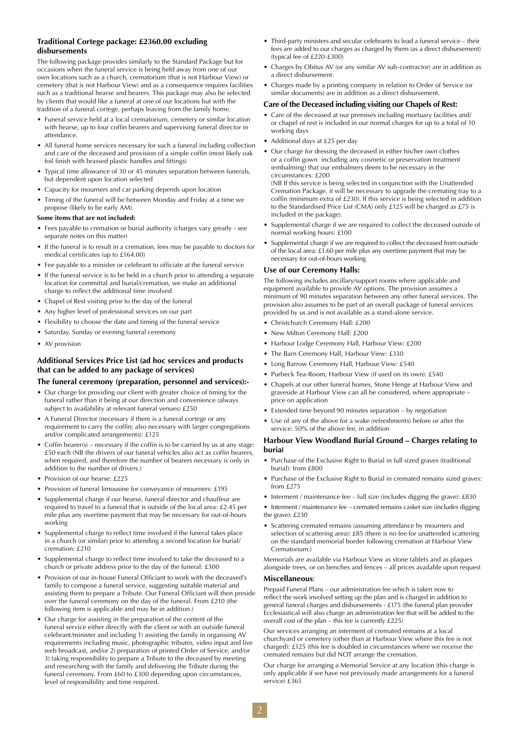### Traditional Cortege package: £2360.00 excluding disbursements

The following package provides similarly to the Standard Package but for occasions when the funeral service is being held away from one of our own locations such as a church, crematorium (that is not Harbour View) or cemetery (that is not Harbour View) and as a consequence requires facilities such as a traditional hearse and bearers. This package may also be selected by clients that would like a funeral at one of our locations but with the tradition of a funeral cortege, perhaps leaving from the family home.

- Funeral service held at a local crematorium, cemetery or similar location with hearse, up to four coffin bearers and supervising funeral director in attendance.
- All funeral home services necessary for such a funeral including collection and care of the deceased and provision of a simple coffin (most likely oak foil finish with brassed plastic handles and fittings)
- Typical time allowance of 30 or 45 minutes separation between funerals, but dependent upon location selected
- Capacity for mourners and car parking depends upon location
- Timing of the funeral will be between Monday and Friday at a time we propose (likely to be early AM).

**Some items that are not included:**

- Fees payable to cremation or burial authority (charges vary greatly - see separate notes on this matter)
- If the funeral is to result in a cremation, fees may be payable to doctors for medical certificates (up to £164.00)
- Fee payable to a minister or celebrant to officiate at the funeral service
- If the funeral service is to be held in a church prior to attending a separate location for committal and burial/cremation, we make an additional charge to reflect the additional time involved
- Chapel of Rest visiting prior to the day of the funeral
- Any higher level of professional services on our part
- Flexibility to choose the date and timing of the funeral service
- Saturday, Sunday or evening funeral ceremony
- AV provision

### Additional Services Price List (ad hoc services and products that can be added to any package of services)

#### The funeral ceremony (preparation, personnel and services):-

- Our charge for providing our client with greater choice of timing for the funeral rather than it being at our direction and convenience (always subject to availability at relevant funeral venues) £250
- A Funeral Director (necessary if there is a funeral cortege or any requirement to carry the coffin; also necessary with larger congregations and/or complicated arrangements): £125
- Coffin bearer(s) – necessary if the coffin is to be carried by us at any stage: £50 each (NB the drivers of our funeral vehicles also act as coffin bearers, when required, and therefore the number of bearers necessary is only in addition to the number of drivers.)
- Provision of our hearse: £225
- Provision of funeral limousine for conveyance of mourners: £195
- Supplemental charge if our hearse, funeral director and chauffeur are required to travel to a funeral that is outside of the local area: £2.45 per mile plus any overtime payment that may be necessary for out-of-hours working
- Supplemental charge to reflect time involved if the funeral takes place in a church (or similar) prior to attending a second location for burial/ cremation: £210
- Supplemental charge to reflect time involved to take the deceased to a church or private address prior to the day of the funeral: £300
- Provision of our in-house Funeral Officiant to work with the deceased's family to compose a funeral service, suggesting suitable material and assisting them to prepare a Tribute. Our Funeral Officiant will then preside over the funeral ceremony on the day of the funeral. From £210 (the following item is applicable and may be in addition.)
- Our charge for assisting in the preparation of the content of the funeral service either directly with the client or with an outside funeral celebrant/minister and including 1) assisting the family in organising AV requirements including music, photographic tributes, video input and live web broadcast, and/or 2) preparation of printed Order of Service, and/or 3) taking responsibility to prepare a Tribute to the deceased by meeting and researching with the family and delivering the Tribute during the funeral ceremony. From £60 to £300 depending upon circumstances, level of responsibility and time required.
- Third-party ministers and secular celebrants to lead a funeral service – their fees are added to our charges as charged by them (as a direct disbursement) (typical fee of £220-£300)
- Charges by Obitus AV (or any similar AV sub-contractor) are in addition as a direct disbursement.
- Charges made by a printing company in relation to Order of Service (or similar documents) are in addition as a direct disbursement.

#### Care of the Deceased including visiting our Chapels of Rest:

- Care of the deceased at our premises including mortuary facilities and/ or chapel of rest is included in our normal charges for up to a total of 10 working days
- Additional days at £25 per day
- Our charge for dressing the deceased in either his/her own clothes or a coffin gown including any cosmetic or preservation treatment (embalming) that our embalmers deem to be necessary in the circumstances: £200

  (NB If this service is being selected in conjunction with the Unattended Cremation Package, it will be necessary to upgrade the cremating tray to a coffin (minimum extra of £230). If this service is being selected in addition to the Standardised Price List (CMA) only £125 will be charged as £75 is included in the package).
- Supplemental charge if we are required to collect the deceased outside of normal working hours: £100
- Supplemental charge if we are required to collect the deceased from outside of the local area: £1.60 per mile plus any overtime payment that may be necessary for out-of-hours working

#### Use of our Ceremony Halls:

The following includes ancillary/support rooms where applicable and equipment available to provide AV options. The provision assumes a minimum of 90 minutes separation between any other funeral services. The provision also assumes to be part of an overall package of funeral services provided by us and is not available as a stand-alone service.

- Christchurch Ceremony Hall: £200
- New Milton Ceremony Hall: £200
- Harbour Lodge Ceremony Hall, Harbour View: £200
- The Barn Ceremony Hall, Harbour View: £330
- Long Barrow Ceremony Hall, Harbour View: £540
- Purbeck Tea-Room, Harbour View (if used on its own): £540
- Chapels at our other funeral homes, Stone Henge at Harbour View and graveside at Harbour View can all be considered, where appropriate – price on application
- Extended time beyond 90 minutes separation – by negotiation
- Use of any of the above for a wake (refreshments) before or after the service: 50% of the above fee, in addition

#### Harbour View Woodland Burial Ground – Charges relating to burial

- Purchase of the Exclusive Right to Burial in full sized graves (traditional burial): from £800
- Purchase of the Exclusive Right to Burial in cremated remains sized graves: from £275
- Interment / maintenance fee – full size (includes digging the grave): £830
- Interment / maintenance fee – cremated remains casket size (includes digging the grave): £230
- Scattering cremated remains (assuming attendance by mourners and selection of scattering area): £85 (there is no fee for unattended scattering on the standard memorial border following cremation at Harbour View Crematorium.)

Memorials are available via Harbour View as stone tablets and as plaques alongside trees, or on benches and fences – all prices available upon request

#### Miscellaneous:

Prepaid Funeral Plans – our administration fee which is taken now to reflect the work involved setting up the plan and is charged in addition to general funeral charges and disbursements - £175 (the funeral plan provider Ecclesiastical will also charge an administration fee that will be added to the overall cost of the plan – this fee is currently £225)

Our services arranging an interment of cremated remains at a local churchyard or cemetery (other than at Harbour View where this fee is not charged): £125 (this fee is doubled in circumstances where we receive the cremated remains but did NOT arrange the cremation.

Our charge for arranging a Memorial Service at any location (this charge is only applicable if we have not previously made arrangements for a funeral service) £365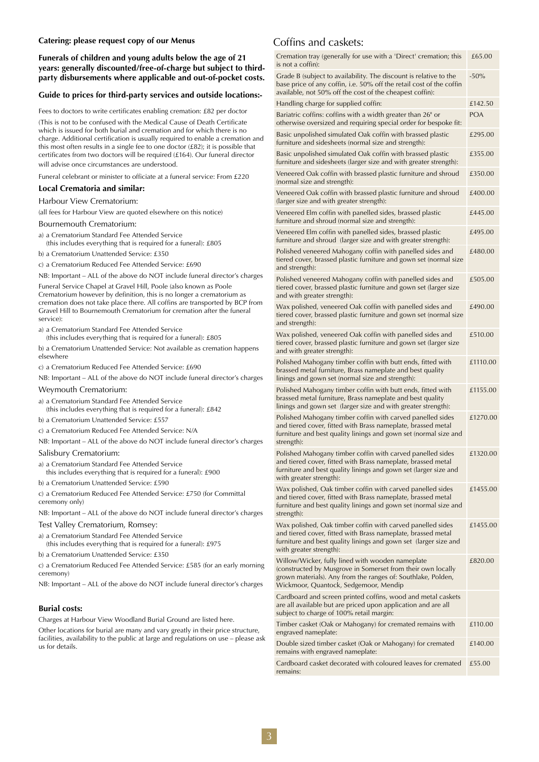**Catering: please request copy of our Menus**

**Funerals of children and young adults below the age of 21 years: generally discounted/free-of-charge but subject to third-party disbursements where applicable and out-of-pocket costs.**

**Guide to prices for third-party services and outside locations:-**

Fees to doctors to write certificates enabling cremation: £82 per doctor

(This is not to be confused with the Medical Cause of Death Certificate which is issued for both burial and cremation and for which there is no charge. Additional certification is usually required to enable a cremation and this most often results in a single fee to one doctor (£82); it is possible that certificates from two doctors will be required (£164). Our funeral director will advise once circumstances are understood.

Funeral celebrant or minister to officiate at a funeral service: From £220

### Local Crematoria and similar:

Harbour View Crematorium:

(all fees for Harbour View are quoted elsewhere on this notice)

Bournemouth Crematorium:

a) a Crematorium Standard Fee Attended Service (this includes everything that is required for a funeral): £805

b) a Crematorium Unattended Service: £350

c) a Crematorium Reduced Fee Attended Service: £690

NB: Important – ALL of the above do NOT include funeral director's charges

Funeral Service Chapel at Gravel Hill, Poole (also known as Poole Crematorium however by definition, this is no longer a crematorium as cremation does not take place there. All coffins are transported by BCP from Gravel Hill to Bournemouth Crematorium for cremation after the funeral service):

a) a Crematorium Standard Fee Attended Service (this includes everything that is required for a funeral): £805

b) a Crematorium Unattended Service: Not available as cremation happens elsewhere

c) a Crematorium Reduced Fee Attended Service: £690

NB: Important – ALL of the above do NOT include funeral director's charges

Weymouth Crematorium:

a) a Crematorium Standard Fee Attended Service (this includes everything that is required for a funeral): £842

b) a Crematorium Unattended Service: £557

c) a Crematorium Reduced Fee Attended Service: N/A

NB: Important – ALL of the above do NOT include funeral director's charges

Salisbury Crematorium:

a) a Crematorium Standard Fee Attended Service this includes everything that is required for a funeral): £900

b) a Crematorium Unattended Service: £590

c) a Crematorium Reduced Fee Attended Service: £750 (for Committal ceremony only)

NB: Important – ALL of the above do NOT include funeral director's charges

Test Valley Crematorium, Romsey:

a) a Crematorium Standard Fee Attended Service (this includes everything that is required for a funeral): £975

b) a Crematorium Unattended Service: £350

c) a Crematorium Reduced Fee Attended Service: £585 (for an early morning ceremony)

NB: Important – ALL of the above do NOT include funeral director's charges

### Burial costs:

Charges at Harbour View Woodland Burial Ground are listed here.

Other locations for burial are many and vary greatly in their price structure, facilities, availability to the public at large and regulations on use – please ask us for details.

## Coffins and caskets:

| Item | Price |
|---|---|
| Cremation tray (generally for use with a 'Direct' cremation; this is not a coffin): | £65.00 |
| Grade B (subject to availability. The discount is relative to the base price of any coffin, i.e. 50% off the retail cost of the coffin available, not 50% off the cost of the cheapest coffin): | -50% |
| Handling charge for supplied coffin: | £142.50 |
| Bariatric coffins: coffins with a width greater than 26" or otherwise oversized and requiring special order for bespoke fit: | POA |
| Basic unpolished simulated Oak coffin with brassed plastic furniture and sidesheets (normal size and strength): | £295.00 |
| Basic unpolished simulated Oak coffin with brassed plastic furniture and sidesheets (larger size and with greater strength): | £355.00 |
| Veneered Oak coffin with brassed plastic furniture and shroud (normal size and strength): | £350.00 |
| Veneered Oak coffin with brassed plastic furniture and shroud (larger size and with greater strength): | £400.00 |
| Veneered Elm coffin with panelled sides, brassed plastic furniture and shroud (normal size and strength): | £445.00 |
| Veneered Elm coffin with panelled sides, brassed plastic furniture and shroud (larger size and with greater strength): | £495.00 |
| Polished veneered Mahogany coffin with panelled sides and tiered cover, brassed plastic furniture and gown set (normal size and strength): | £480.00 |
| Polished veneered Mahogany coffin with panelled sides and tiered cover, brassed plastic furniture and gown set (larger size and with greater strength): | £505.00 |
| Wax polished, veneered Oak coffin with panelled sides and tiered cover, brassed plastic furniture and gown set (normal size and strength): | £490.00 |
| Wax polished, veneered Oak coffin with panelled sides and tiered cover, brassed plastic furniture and gown set (larger size and with greater strength): | £510.00 |
| Polished Mahogany timber coffin with butt ends, fitted with brassed metal furniture, Brass nameplate and best quality linings and gown set (normal size and strength): | £1110.00 |
| Polished Mahogany timber coffin with butt ends, fitted with brassed metal furniture, Brass nameplate and best quality linings and gown set (larger size and with greater strength): | £1155.00 |
| Polished Mahogany timber coffin with carved panelled sides and tiered cover, fitted with Brass nameplate, brassed metal furniture and best quality linings and gown set (normal size and strength): | £1270.00 |
| Polished Mahogany timber coffin with carved panelled sides and tiered cover, fitted with Brass nameplate, brassed metal furniture and best quality linings and gown set (larger size and with greater strength): | £1320.00 |
| Wax polished, Oak timber coffin with carved panelled sides and tiered cover, fitted with Brass nameplate, brassed metal furniture and best quality linings and gown set (normal size and strength): | £1455.00 |
| Wax polished, Oak timber coffin with carved panelled sides and tiered cover, fitted with Brass nameplate, brassed metal furniture and best quality linings and gown set (larger size and with greater strength): | £1455.00 |
| Willow/Wicker, fully lined with wooden nameplate (constructed by Musgrove in Somerset from their own locally grown materials). Any from the ranges of: Southlake, Polden, Wickmoor, Quantock, Sedgemoor, Mendip | £820.00 |
| Cardboard and screen printed coffins, wood and metal caskets are all available but are priced upon application and are all subject to charge of 100% retail margin: | |
| Timber casket (Oak or Mahogany) for cremated remains with engraved nameplate: | £110.00 |
| Double sized timber casket (Oak or Mahogany) for cremated remains with engraved nameplate: | £140.00 |
| Cardboard casket decorated with coloured leaves for cremated remains: | £55.00 |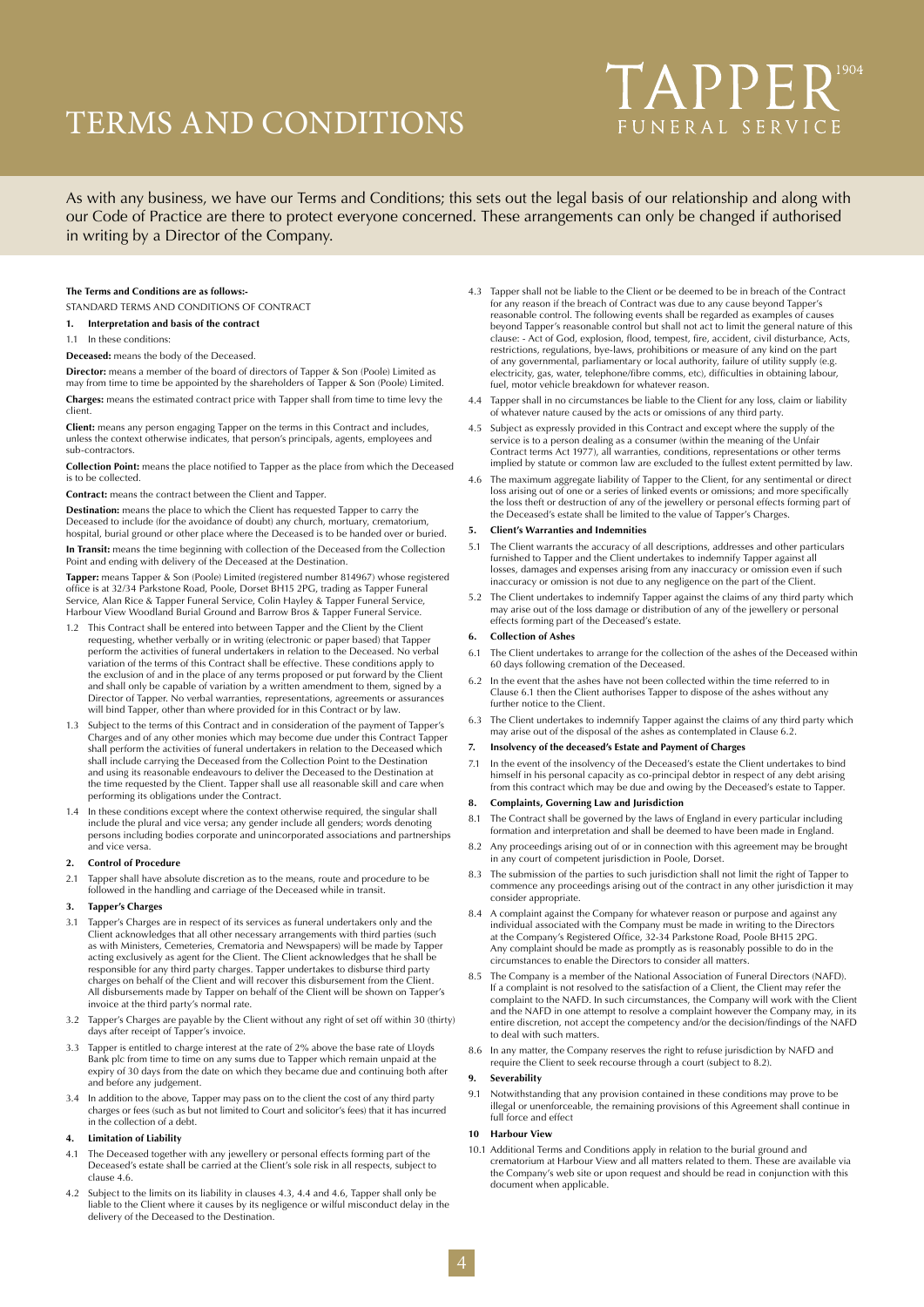# TERMS AND CONDITIONS

TAPPER 1904 FUNERAL SERVICE

As with any business, we have our Terms and Conditions; this sets out the legal basis of our relationship and along with our Code of Practice are there to protect everyone concerned. These arrangements can only be changed if authorised in writing by a Director of the Company.

**The Terms and Conditions are as follows:-**

STANDARD TERMS AND CONDITIONS OF CONTRACT

**1. Interpretation and basis of the contract**

1.1 In these conditions:

**Deceased:** means the body of the Deceased.

**Director:** means a member of the board of directors of Tapper & Son (Poole) Limited as may from time to time be appointed by the shareholders of Tapper & Son (Poole) Limited.

**Charges:** means the estimated contract price with Tapper shall from time to time levy the client.

**Client:** means any person engaging Tapper on the terms in this Contract and includes, unless the context otherwise indicates, that person's principals, agents, employees and sub-contractors.

**Collection Point:** means the place notified to Tapper as the place from which the Deceased is to be collected.

**Contract:** means the contract between the Client and Tapper.

**Destination:** means the place to which the Client has requested Tapper to carry the Deceased to include (for the avoidance of doubt) any church, mortuary, crematorium, hospital, burial ground or other place where the Deceased is to be handed over or buried.

**In Transit:** means the time beginning with collection of the Deceased from the Collection Point and ending with delivery of the Deceased at the Destination.

**Tapper:** means Tapper & Son (Poole) Limited (registered number 814967) whose registered office is at 32/34 Parkstone Road, Poole, Dorset BH15 2PG, trading as Tapper Funeral Service, Alan Rice & Tapper Funeral Service, Colin Hayley & Tapper Funeral Service, Harbour View Woodland Burial Ground and Barrow Bros & Tapper Funeral Service.

1.2 This Contract shall be entered into between Tapper and the Client by the Client requesting, whether verbally or in writing (electronic or paper based) that Tapper perform the activities of funeral undertakers in relation to the Deceased. No verbal variation of the terms of this Contract shall be effective. These conditions apply to the exclusion of and in the place of any terms proposed or put forward by the Client and shall only be capable of variation by a written amendment to them, signed by a Director of Tapper. No verbal warranties, representations, agreements or assurances will bind Tapper, other than where provided for in this Contract or by law.

1.3 Subject to the terms of this Contract and in consideration of the payment of Tapper's Charges and of any other monies which may become due under this Contract Tapper shall perform the activities of funeral undertakers in relation to the Deceased which shall include carrying the Deceased from the Collection Point to the Destination and using its reasonable endeavours to deliver the Deceased to the Destination at the time requested by the Client. Tapper shall use all reasonable skill and care when performing its obligations under the Contract.

1.4 In these conditions except where the context otherwise required, the singular shall include the plural and vice versa; any gender include all genders; words denoting persons including bodies corporate and unincorporated associations and partnerships and vice versa.

**2. Control of Procedure**

2.1 Tapper shall have absolute discretion as to the means, route and procedure to be followed in the handling and carriage of the Deceased while in transit.

**3. Tapper's Charges**

3.1 Tapper's Charges are in respect of its services as funeral undertakers only and the Client acknowledges that all other necessary arrangements with third parties (such as with Ministers, Cemeteries, Crematoria and Newspapers) will be made by Tapper acting exclusively as agent for the Client. The Client acknowledges that he shall be responsible for any third party charges. Tapper undertakes to disburse third party charges on behalf of the Client and will recover this disbursement from the Client. All disbursements made by Tapper on behalf of the Client will be shown on Tapper's invoice at the third party's normal rate.

3.2 Tapper's Charges are payable by the Client without any right of set off within 30 (thirty) days after receipt of Tapper's invoice.

3.3 Tapper is entitled to charge interest at the rate of 2% above the base rate of Lloyds Bank plc from time to time on any sums due to Tapper which remain unpaid at the expiry of 30 days from the date on which they became due and continuing both after and before any judgement.

3.4 In addition to the above, Tapper may pass on to the client the cost of any third party charges or fees (such as but not limited to Court and solicitor's fees) that it has incurred in the collection of a debt.

**4. Limitation of Liability**

4.1 The Deceased together with any jewellery or personal effects forming part of the Deceased's estate shall be carried at the Client's sole risk in all respects, subject to clause 4.6.

4.2 Subject to the limits on its liability in clauses 4.3, 4.4 and 4.6, Tapper shall only be liable to the Client where it causes by its negligence or wilful misconduct delay in the delivery of the Deceased to the Destination.

4.3 Tapper shall not be liable to the Client or be deemed to be in breach of the Contract for any reason if the breach of Contract was due to any cause beyond Tapper's reasonable control. The following events shall be regarded as examples of causes beyond Tapper's reasonable control but shall not act to limit the general nature of this clause: - Act of God, explosion, flood, tempest, fire, accident, civil disturbance, Acts, restrictions, regulations, bye-laws, prohibitions or measure of any kind on the part of any governmental, parliamentary or local authority, failure of utility supply (e.g. electricity, gas, water, telephone/fibre comms, etc), difficulties in obtaining labour, fuel, motor vehicle breakdown for whatever reason.

4.4 Tapper shall in no circumstances be liable to the Client for any loss, claim or liability of whatever nature caused by the acts or omissions of any third party.

4.5 Subject as expressly provided in this Contract and except where the supply of the service is to a person dealing as a consumer (within the meaning of the Unfair Contract terms Act 1977), all warranties, conditions, representations or other terms implied by statute or common law are excluded to the fullest extent permitted by law.

4.6 The maximum aggregate liability of Tapper to the Client, for any sentimental or direct loss arising out of one or a series of linked events or omissions; and more specifically the loss theft or destruction of any of the jewellery or personal effects forming part of the Deceased's estate shall be limited to the value of Tapper's Charges.

**5. Client's Warranties and Indemnities**

5.1 The Client warrants the accuracy of all descriptions, addresses and other particulars furnished to Tapper and the Client undertakes to indemnify Tapper against all losses, damages and expenses arising from any inaccuracy or omission even if such inaccuracy or omission is not due to any negligence on the part of the Client.

5.2 The Client undertakes to indemnify Tapper against the claims of any third party which may arise out of the loss damage or distribution of any of the jewellery or personal effects forming part of the Deceased's estate.

**6. Collection of Ashes**

6.1 The Client undertakes to arrange for the collection of the ashes of the Deceased within 60 days following cremation of the Deceased.

6.2 In the event that the ashes have not been collected within the time referred to in Clause 6.1 then the Client authorises Tapper to dispose of the ashes without any further notice to the Client.

6.3 The Client undertakes to indemnify Tapper against the claims of any third party which may arise out of the disposal of the ashes as contemplated in Clause 6.2.

**7. Insolvency of the deceased's Estate and Payment of Charges**

7.1 In the event of the insolvency of the Deceased's estate the Client undertakes to bind himself in his personal capacity as co-principal debtor in respect of any debt arising from this contract which may be due and owing by the Deceased's estate to Tapper.

**8. Complaints, Governing Law and Jurisdiction**

8.1 The Contract shall be governed by the laws of England in every particular including formation and interpretation and shall be deemed to have been made in England.

8.2 Any proceedings arising out of or in connection with this agreement may be brought in any court of competent jurisdiction in Poole, Dorset.

8.3 The submission of the parties to such jurisdiction shall not limit the right of Tapper to commence any proceedings arising out of the contract in any other jurisdiction it may consider appropriate.

8.4 A complaint against the Company for whatever reason or purpose and against any individual associated with the Company must be made in writing to the Directors at the Company's Registered Office, 32-34 Parkstone Road, Poole BH15 2PG. Any complaint should be made as promptly as is reasonably possible to do in the circumstances to enable the Directors to consider all matters.

8.5 The Company is a member of the National Association of Funeral Directors (NAFD). If a complaint is not resolved to the satisfaction of a Client, the Client may refer the complaint to the NAFD. In such circumstances, the Company will work with the Client and the NAFD in one attempt to resolve a complaint however the Company may, in its entire discretion, not accept the competency and/or the decision/findings of the NAFD to deal with such matters.

8.6 In any matter, the Company reserves the right to refuse jurisdiction by NAFD and require the Client to seek recourse through a court (subject to 8.2).

**9. Severability**

9.1 Notwithstanding that any provision contained in these conditions may prove to be illegal or unenforceable, the remaining provisions of this Agreement shall continue in full force and effect

**10 Harbour View**

10.1 Additional Terms and Conditions apply in relation to the burial ground and crematorium at Harbour View and all matters related to them. These are available via the Company's web site or upon request and should be read in conjunction with this document when applicable.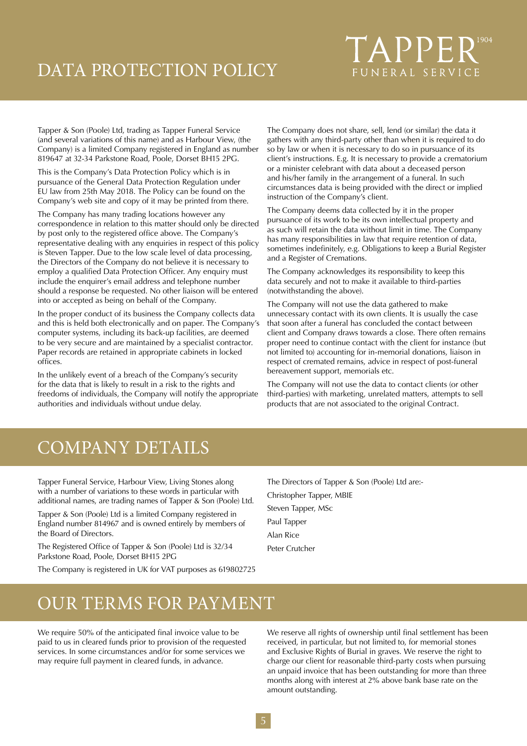# DATA PROTECTION POLICY

TAPPER[1904]
FUNERAL SERVICE

Tapper & Son (Poole) Ltd, trading as Tapper Funeral Service (and several variations of this name) and as Harbour View, (the Company) is a limited Company registered in England as number 819647 at 32-34 Parkstone Road, Poole, Dorset BH15 2PG.

This is the Company's Data Protection Policy which is in pursuance of the General Data Protection Regulation under EU law from 25th May 2018. The Policy can be found on the Company's web site and copy of it may be printed from there.

The Company has many trading locations however any correspondence in relation to this matter should only be directed by post only to the registered office above. The Company's representative dealing with any enquiries in respect of this policy is Steven Tapper. Due to the low scale level of data processing, the Directors of the Company do not believe it is necessary to employ a qualified Data Protection Officer. Any enquiry must include the enquirer's email address and telephone number should a response be requested. No other liaison will be entered into or accepted as being on behalf of the Company.

In the proper conduct of its business the Company collects data and this is held both electronically and on paper. The Company's computer systems, including its back-up facilities, are deemed to be very secure and are maintained by a specialist contractor. Paper records are retained in appropriate cabinets in locked offices.

In the unlikely event of a breach of the Company's security for the data that is likely to result in a risk to the rights and freedoms of individuals, the Company will notify the appropriate authorities and individuals without undue delay.

The Company does not share, sell, lend (or similar) the data it gathers with any third-party other than when it is required to do so by law or when it is necessary to do so in pursuance of its client's instructions. E.g. It is necessary to provide a crematorium or a minister celebrant with data about a deceased person and his/her family in the arrangement of a funeral. In such circumstances data is being provided with the direct or implied instruction of the Company's client.

The Company deems data collected by it in the proper pursuance of its work to be its own intellectual property and as such will retain the data without limit in time. The Company has many responsibilities in law that require retention of data, sometimes indefinitely, e.g. Obligations to keep a Burial Register and a Register of Cremations.

The Company acknowledges its responsibility to keep this data securely and not to make it available to third-parties (notwithstanding the above).

The Company will not use the data gathered to make unnecessary contact with its own clients. It is usually the case that soon after a funeral has concluded the contact between client and Company draws towards a close. There often remains proper need to continue contact with the client for instance (but not limited to) accounting for in-memorial donations, liaison in respect of cremated remains, advice in respect of post-funeral bereavement support, memorials etc.

The Company will not use the data to contact clients (or other third-parties) with marketing, unrelated matters, attempts to sell products that are not associated to the original Contract.

# COMPANY DETAILS

Tapper Funeral Service, Harbour View, Living Stones along with a number of variations to these words in particular with additional names, are trading names of Tapper & Son (Poole) Ltd.

Tapper & Son (Poole) Ltd is a limited Company registered in England number 814967 and is owned entirely by members of the Board of Directors.

The Registered Office of Tapper & Son (Poole) Ltd is 32/34 Parkstone Road, Poole, Dorset BH15 2PG

The Company is registered in UK for VAT purposes as 619802725

The Directors of Tapper & Son (Poole) Ltd are:-

Christopher Tapper, MBIE

Steven Tapper, MSc

Paul Tapper

Alan Rice

Peter Crutcher

# OUR TERMS FOR PAYMENT

We require 50% of the anticipated final invoice value to be paid to us in cleared funds prior to provision of the requested services. In some circumstances and/or for some services we may require full payment in cleared funds, in advance.

We reserve all rights of ownership until final settlement has been received, in particular, but not limited to, for memorial stones and Exclusive Rights of Burial in graves. We reserve the right to charge our client for reasonable third-party costs when pursuing an unpaid invoice that has been outstanding for more than three months along with interest at 2% above bank base rate on the amount outstanding.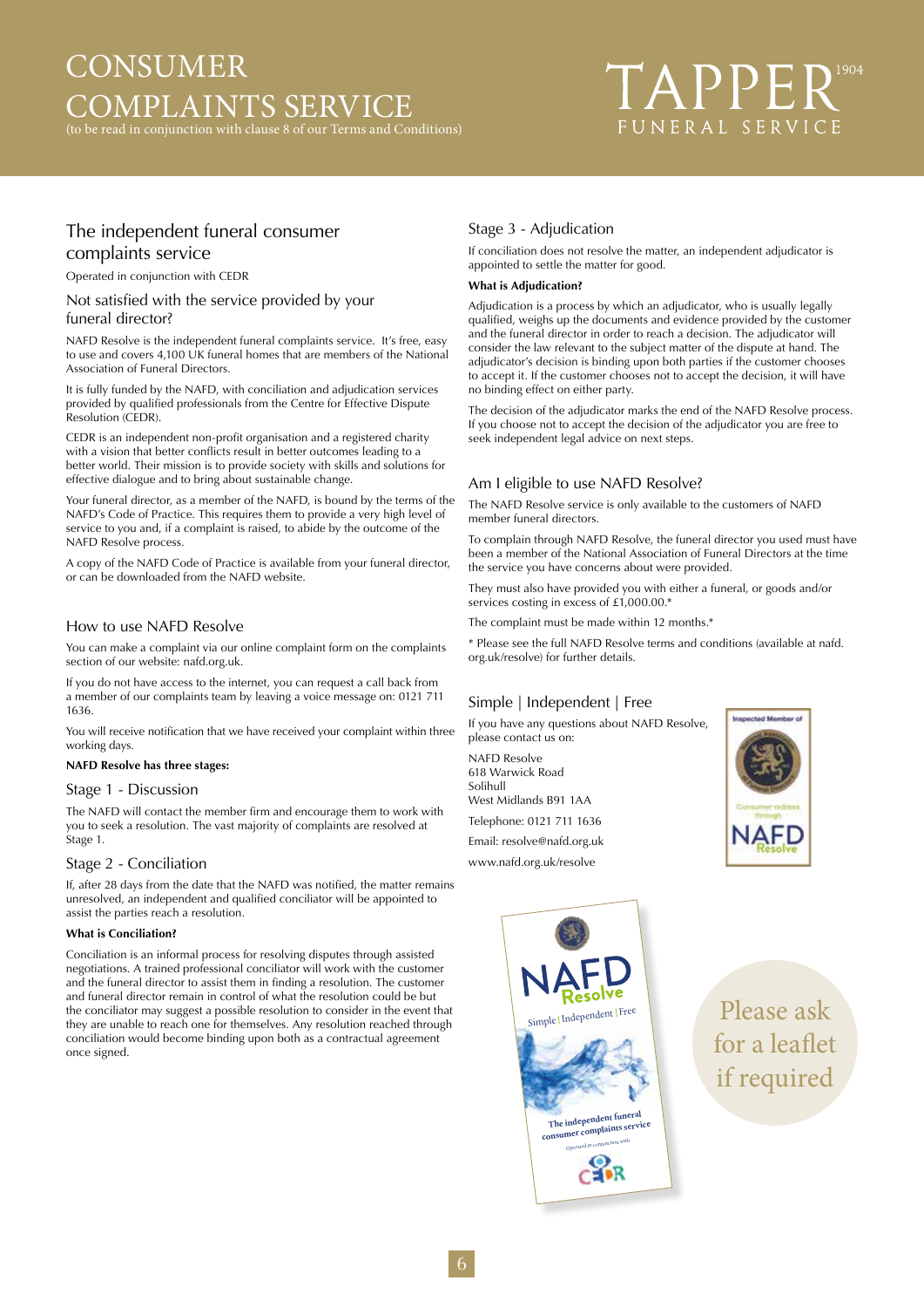# CONSUMER COMPLAINTS SERVICE

(to be read in conjunction with clause 8 of our Terms and Conditions)

TAPPER 1904
FUNERAL SERVICE

## The independent funeral consumer complaints service

Operated in conjunction with CEDR

### Not satisfied with the service provided by your funeral director?

NAFD Resolve is the independent funeral complaints service. It's free, easy to use and covers 4,100 UK funeral homes that are members of the National Association of Funeral Directors.

It is fully funded by the NAFD, with conciliation and adjudication services provided by qualified professionals from the Centre for Effective Dispute Resolution (CEDR).

CEDR is an independent non-profit organisation and a registered charity with a vision that better conflicts result in better outcomes leading to a better world. Their mission is to provide society with skills and solutions for effective dialogue and to bring about sustainable change.

Your funeral director, as a member of the NAFD, is bound by the terms of the NAFD's Code of Practice. This requires them to provide a very high level of service to you and, if a complaint is raised, to abide by the outcome of the NAFD Resolve process.

A copy of the NAFD Code of Practice is available from your funeral director, or can be downloaded from the NAFD website.

### How to use NAFD Resolve

You can make a complaint via our online complaint form on the complaints section of our website: nafd.org.uk.

If you do not have access to the internet, you can request a call back from a member of our complaints team by leaving a voice message on: 0121 711 1636.

You will receive notification that we have received your complaint within three working days.

**NAFD Resolve has three stages:**

### Stage 1 - Discussion

The NAFD will contact the member firm and encourage them to work with you to seek a resolution. The vast majority of complaints are resolved at Stage 1.

### Stage 2 - Conciliation

If, after 28 days from the date that the NAFD was notified, the matter remains unresolved, an independent and qualified conciliator will be appointed to assist the parties reach a resolution.

**What is Conciliation?**

Conciliation is an informal process for resolving disputes through assisted negotiations. A trained professional conciliator will work with the customer and the funeral director to assist them in finding a resolution. The customer and funeral director remain in control of what the resolution could be but the conciliator may suggest a possible resolution to consider in the event that they are unable to reach one for themselves. Any resolution reached through conciliation would become binding upon both as a contractual agreement once signed.

### Stage 3 - Adjudication

If conciliation does not resolve the matter, an independent adjudicator is appointed to settle the matter for good.

**What is Adjudication?**

Adjudication is a process by which an adjudicator, who is usually legally qualified, weighs up the documents and evidence provided by the customer and the funeral director in order to reach a decision. The adjudicator will consider the law relevant to the subject matter of the dispute at hand. The adjudicator's decision is binding upon both parties if the customer chooses to accept it. If the customer chooses not to accept the decision, it will have no binding effect on either party.

The decision of the adjudicator marks the end of the NAFD Resolve process. If you choose not to accept the decision of the adjudicator you are free to seek independent legal advice on next steps.

### Am I eligible to use NAFD Resolve?

The NAFD Resolve service is only available to the customers of NAFD member funeral directors.

To complain through NAFD Resolve, the funeral director you used must have been a member of the National Association of Funeral Directors at the time the service you have concerns about were provided.

They must also have provided you with either a funeral, or goods and/or services costing in excess of £1,000.00.*

The complaint must be made within 12 months.*

* Please see the full NAFD Resolve terms and conditions (available at nafd.org.uk/resolve) for further details.

### Simple | Independent | Free

If you have any questions about NAFD Resolve, please contact us on:

NAFD Resolve
618 Warwick Road
Solihull
West Midlands B91 1AA

Telephone: 0121 711 1636

Email: resolve@nafd.org.uk

www.nafd.org.uk/resolve

Please ask for a leaflet if required